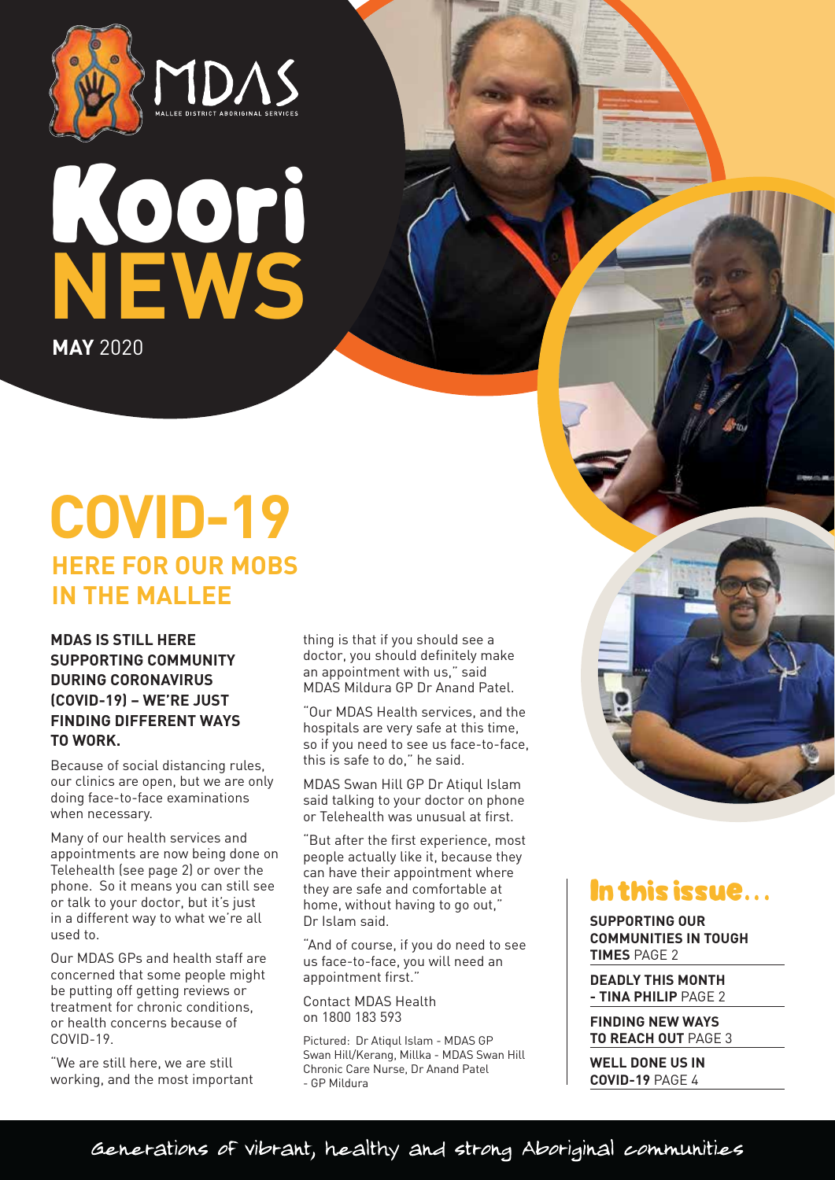MDAS

MALLEE DISTRICT ABORIGINAL SERVICES

# Koori NEWS

**MAY** 2020

# COVID-19

## HERE FOR OUR MOBS IN THE MALLEE

**MDAS IS STILL HERE SUPPORTING COMMUNITY DURING CORONAVIRUS (COVID-19) – WE'RE JUST FINDING DIFFERENT WAYS TO WORK.**

Because of social distancing rules, our clinics are open, but we are only doing face-to-face examinations when necessary.

Many of our health services and appointments are now being done on Telehealth (see page 2) or over the phone. So it means you can still see or talk to your doctor, but it's just in a different way to what we're all used to.

Our MDAS GPs and health staff are concerned that some people might be putting off getting reviews or treatment for chronic conditions, or health concerns because of COVID-19.

"We are still here, we are still working, and the most important thing is that if you should see a doctor, you should definitely make an appointment with us," said MDAS Mildura GP Dr Anand Patel.

"Our MDAS Health services, and the hospitals are very safe at this time, so if you need to see us face-to-face, this is safe to do," he said.

MDAS Swan Hill GP Dr Atiqul Islam said talking to your doctor on phone or Telehealth was unusual at first.

"But after the first experience, most people actually like it, because they can have their appointment where they are safe and comfortable at home, without having to go out," Dr Islam said.

"And of course, if you do need to see us face-to-face, you will need an appointment first."

Contact MDAS Health on 1800 183 593

Pictured: Dr Atiqul Islam - MDAS GP Swan Hill/Kerang, Millka - MDAS Swan Hill Chronic Care Nurse, Dr Anand Patel - GP Mildura

## In this issue...

**SUPPORTING OUR COMMUNITIES IN TOUGH TIMES** PAGE 2

**DEADLY THIS MONTH - TINA PHILIP** PAGE 2

**FINDING NEW WAYS TO REACH OUT** PAGE 3

**WELL DONE US IN COVID-19** PAGE 4

Generations of vibrant, healthy and strong Aboriginal communities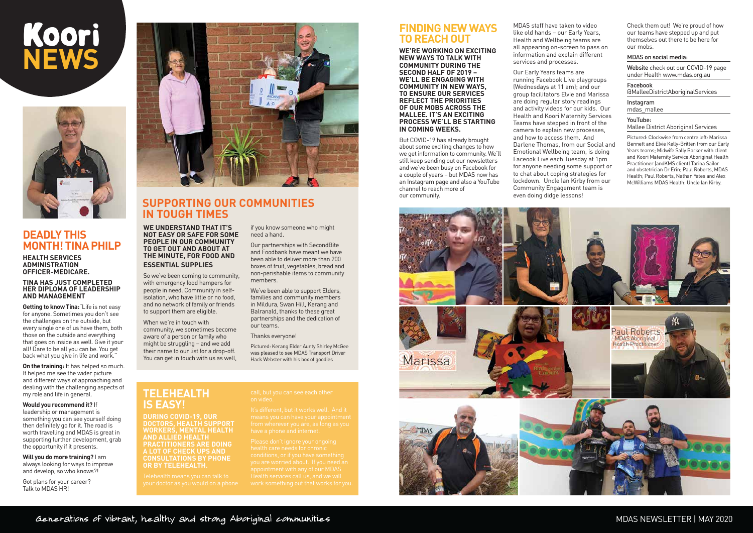# Koori NEWS

## DEADLY THIS MONTH! TINA PHILP

**HEALTH SERVICES ADMINISTRATION OFFICER-MEDICARE.**

**TINA HAS JUST COMPLETED HER DIPLOMA OF LEADERSHIP AND MANAGEMENT**

**Getting to know Tina:** "Life is not easy for anyone. Sometimes you don't see the challenges on the outside, but every single one of us have them, both those on the outside and everything that goes on inside as well. Give it your all! Dare to be all you can be. You get back what you give in life and work."

**On the training:** It has helped so much. It helped me see the wider picture and different ways of approaching and dealing with the challenging aspects of my role and life in general.

**Would you recommend it?** If leadership or management is something you can see yourself doing then definitely go for it. The road is worth travelling and MDAS is great in supporting further development, grab the opportunity if it presents.

**Will you do more training?** I am always looking for ways to improve and develop, so who knows?!

Got plans for your career? Talk to MDAS HR!

## SUPPORTING OUR COMMUNITIES IN TOUGH TIMES

**WE UNDERSTAND THAT IT'S NOT EASY OR SAFE FOR SOME PEOPLE IN OUR COMMUNITY TO GET OUT AND ABOUT AT THE MINUTE, FOR FOOD AND ESSENTIAL SUPPLIES**

So we've been coming to community, with emergency food hampers for people in need. Community in self-isolation, who have little or no food, and no network of family or friends to support them are eligible.

When we're in touch with community, we sometimes become aware of a person or family who might be struggling – and we add their name to our list for a drop-off. You can get in touch with us as well, if you know someone who might need a hand.

Our partnerships with SecondBite and Foodbank have meant we have been able to deliver more than 200 boxes of fruit, vegetables, bread and non-perishable items to community members.

We've been able to support Elders, families and community members in Mildura, Swan Hill, Kerang and Balranald, thanks to these great partnerships and the dedication of our teams.

Thanks everyone!

Pictured: Kerang Elder Aunty Shirley McGee was pleased to see MDAS Transport Driver Hack Webster with his box of goodies

## TELEHEALTH IS EASY!

**DURING COVID-19, OUR DOCTORS, HEALTH SUPPORT WORKERS, MENTAL HEALTH AND ALLIED HEALTH PRACTITIONERS ARE DOING A LOT OF CHECK UPS AND CONSULTATIONS BY PHONE OR BY TELEHEALTH.**

Telehealth means you can talk to your doctor as you would on a phone call, but you can see each other on video.

It's different, but it works well. And it means you can have your appointment from wherever you are, as long as you have a phone and internet.

Please don't ignore your ongoing health care needs for chronic conditions, or if you have something you are worried about. If you need an appointment with any of our MDAS Health services call us, and we will work something out that works for you.

## FINDING NEW WAYS TO REACH OUT

**WE'RE WORKING ON EXCITING NEW WAYS TO TALK WITH COMMUNITY DURING THE SECOND HALF OF 2019 – WE'LL BE ENGAGING WITH COMMUNITY IN NEW WAYS, TO ENSURE OUR SERVICES REFLECT THE PRIORITIES OF OUR MOBS ACROSS THE MALLEE. IT'S AN EXCITING PROCESS WE'LL BE STARTING IN COMING WEEKS.**

But COVID-19 has already brought about some exciting changes to how we get information to community. We'll still keep sending out our newsletters and we've been busy on Facebook for a couple of years – but MDAS now has an Instagram page and also a YouTube channel to reach more of our community.

MDAS staff have taken to video like old hands – our Early Years, Health and Wellbeing teams are all appearing on-screen to pass on information and explain different services and processes.

Our Early Years teams are running Facebook Live playgroups (Wednesdays at 11 am); and our group facilitators Elvie and Marissa are doing regular story readings and activity videos for our kids. Our Health and Koori Maternity Services Teams have stepped in front of the camera to explain new processes, and how to access them. And Darlene Thomas, from our Social and Emotional Wellbeing team, is doing Faceook Live each Tuesday at 1pm for anyone needing some support or to chat about coping strategies for lockdown. Uncle Ian Kirby from our Community Engagement team is even doing didge lessons!

Check them out! We're proud of how our teams have stepped up and put themselves out there to be here for our mobs.

**MDAS on social media:**

**Website** check out our COVID-19 page under Health www.mdas.org.au

**Facebook**
@MalleeDistrictAboriginalServices

**Instagram**
mdas_mallee

**YouTube:**
Mallee District Aboriginal Services

Pictured: Clockwise from centre left: Marissa Bennett and Elvie Kelly-Britten from our Early Years teams; Midwife Sally Barker with client and Koori Maternity Service Aboriginal Health Practitioner (andKMS client) Tarina Sailor and obstetrician Dr Erin; Paul Roberts, MDAS Health; Paul Roberts, Nathan Yates and Alex McWilliams MDAS Health; Uncle Ian Kirby.

Generations of vibrant, healthy and strong Aboriginal communities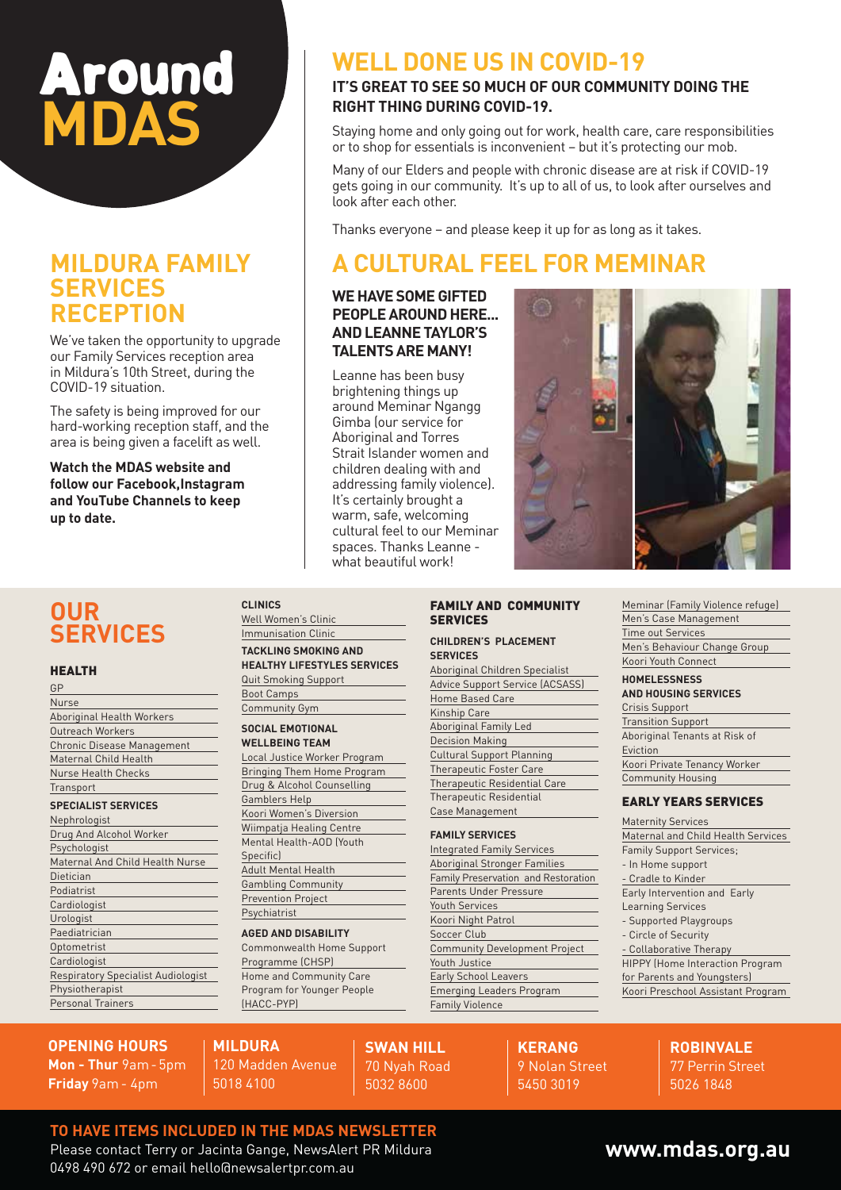# Around MDAS

## MILDURA FAMILY SERVICES RECEPTION

We've taken the opportunity to upgrade our Family Services reception area in Mildura's 10th Street, during the COVID-19 situation.

The safety is being improved for our hard-working reception staff, and the area is being given a facelift as well.

**Watch the MDAS website and follow our Facebook,Instagram and YouTube Channels to keep up to date.**

## WELL DONE US IN COVID-19

### IT'S GREAT TO SEE SO MUCH OF OUR COMMUNITY DOING THE RIGHT THING DURING COVID-19.

Staying home and only going out for work, health care, care responsibilities or to shop for essentials is inconvenient – but it's protecting our mob.

Many of our Elders and people with chronic disease are at risk if COVID-19 gets going in our community. It's up to all of us, to look after ourselves and look after each other.

Thanks everyone – and please keep it up for as long as it takes.

## A CULTURAL FEEL FOR MEMINAR

### WE HAVE SOME GIFTED PEOPLE AROUND HERE... AND LEANNE TAYLOR'S TALENTS ARE MANY!

Leanne has been busy brightening things up around Meminar Ngangg Gimba (our service for Aboriginal and Torres Strait Islander women and children dealing with and addressing family violence). It's certainly brought a warm, safe, welcoming cultural feel to our Meminar spaces. Thanks Leanne - what beautiful work!

## OUR SERVICES

### HEALTH

- GP
- Nurse
- Aboriginal Health Workers
- Outreach Workers
- Chronic Disease Management
- Maternal Child Health
- Nurse Health Checks
- Transport

**SPECIALIST SERVICES**

- Nephrologist
- Drug And Alcohol Worker
- Psychologist
- Maternal And Child Health Nurse
- Dietician
- Podiatrist
- Cardiologist
- Urologist
- Paediatrician
- Optometrist
- Cardiologist
- Respiratory Specialist Audiologist
- Physiotherapist
- Personal Trainers

**CLINICS**

- Well Women's Clinic
- Immunisation Clinic

**TACKLING SMOKING AND HEALTHY LIFESTYLES SERVICES**

- Quit Smoking Support
- Boot Camps
- Community Gym

**SOCIAL EMOTIONAL WELLBEING TEAM**

- Local Justice Worker Program
- Bringing Them Home Program
- Drug & Alcohol Counselling
- Gamblers Help
- Koori Women's Diversion
- Wiimpatja Healing Centre
- Mental Health-AOD (Youth Specific)
- Adult Mental Health
- Gambling Community Prevention Project
- Psychiatrist

**AGED AND DISABILITY**

- Commonwealth Home Support Programme (CHSP)
- Home and Community Care Program for Younger People (HACC-PYP)

### FAMILY AND COMMUNITY SERVICES

**CHILDREN'S PLACEMENT SERVICES**

- Aboriginal Children Specialist Advice Support Service (ACSASS)
- Home Based Care
- Kinship Care
- Aboriginal Family Led Decision Making
- Cultural Support Planning
- Therapeutic Foster Care
- Therapeutic Residential Care
- Therapeutic Residential Case Management

**FAMILY SERVICES**

- Integrated Family Services
- Aboriginal Stronger Families
- Family Preservation and Restoration
- Parents Under Pressure
- Youth Services
- Koori Night Patrol
- Soccer Club
- Community Development Project
- Youth Justice
- Early School Leavers
- Emerging Leaders Program
- Family Violence
- Meminar (Family Violence refuge)
- Men's Case Management
- Time out Services
- Men's Behaviour Change Group
- Koori Youth Connect

**HOMELESSNESS AND HOUSING SERVICES**

- Crisis Support
- Transition Support
- Aboriginal Tenants at Risk of Eviction
- Koori Private Tenancy Worker
- Community Housing

### EARLY YEARS SERVICES

- Maternity Services
- Maternal and Child Health Services
- Family Support Services;
  - In Home support
  - Cradle to Kinder
- Early Intervention and Early Learning Services
  - Supported Playgroups
  - Circle of Security
  - Collaborative Therapy
- HIPPY (Home Interaction Program for Parents and Youngsters)
- Koori Preschool Assistant Program

**OPENING HOURS**
**Mon - Thur** 9am - 5pm
**Friday** 9am - 4pm

**MILDURA**
120 Madden Avenue
5018 4100

**SWAN HILL**
70 Nyah Road
5032 8600

**KERANG**
9 Nolan Street
5450 3019

**ROBINVALE**
77 Perrin Street
5026 1848

**TO HAVE ITEMS INCLUDED IN THE MDAS NEWSLETTER**
Please contact Terry or Jacinta Gange, NewsAlert PR Mildura
0498 490 672 or email hello@newsalertpr.com.au

**www.mdas.org.au**